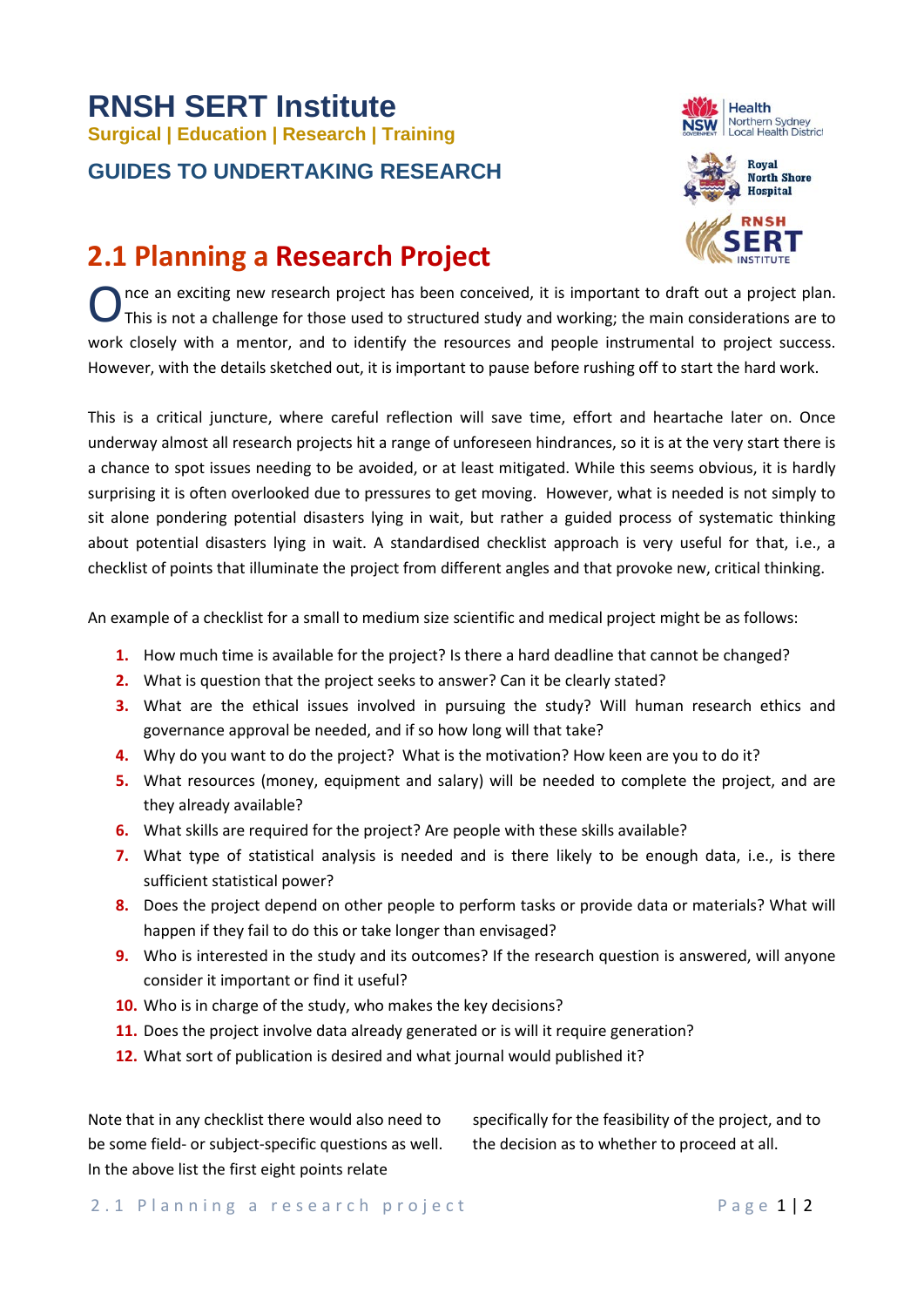# RNSH SERT Institute

**Surgical | Education | Research | Training**

### GUIDES TO UNDERTAKING RESEARCH

## 2.1 Planning a Research Project

Once an exciting new research project has been conceived, it is important to draft out a project plan. This is not a challenge for those used to structured study and working; the main considerations are to work closely with a mentor, and to identify the resources and people instrumental to project success. However, with the details sketched out, it is important to pause before rushing off to start the hard work.

This is a critical juncture, where careful reflection will save time, effort and heartache later on. Once underway almost all research projects hit a range of unforeseen hindrances, so it is at the very start there is a chance to spot issues needing to be avoided, or at least mitigated. While this seems obvious, it is hardly surprising it is often overlooked due to pressures to get moving. However, what is needed is not simply to sit alone pondering potential disasters lying in wait, but rather a guided process of systematic thinking about potential disasters lying in wait. A standardised checklist approach is very useful for that, i.e., a checklist of points that illuminate the project from different angles and that provoke new, critical thinking.

An example of a checklist for a small to medium size scientific and medical project might be as follows:

1. How much time is available for the project? Is there a hard deadline that cannot be changed?
2. What is question that the project seeks to answer? Can it be clearly stated?
3. What are the ethical issues involved in pursuing the study? Will human research ethics and governance approval be needed, and if so how long will that take?
4. Why do you want to do the project? What is the motivation? How keen are you to do it?
5. What resources (money, equipment and salary) will be needed to complete the project, and are they already available?
6. What skills are required for the project? Are people with these skills available?
7. What type of statistical analysis is needed and is there likely to be enough data, i.e., is there sufficient statistical power?
8. Does the project depend on other people to perform tasks or provide data or materials? What will happen if they fail to do this or take longer than envisaged?
9. Who is interested in the study and its outcomes? If the research question is answered, will anyone consider it important or find it useful?
10. Who is in charge of the study, who makes the key decisions?
11. Does the project involve data already generated or is will it require generation?
12. What sort of publication is desired and what journal would published it?

Note that in any checklist there would also need to be some field- or subject-specific questions as well. In the above list the first eight points relate specifically for the feasibility of the project, and to the decision as to whether to proceed at all.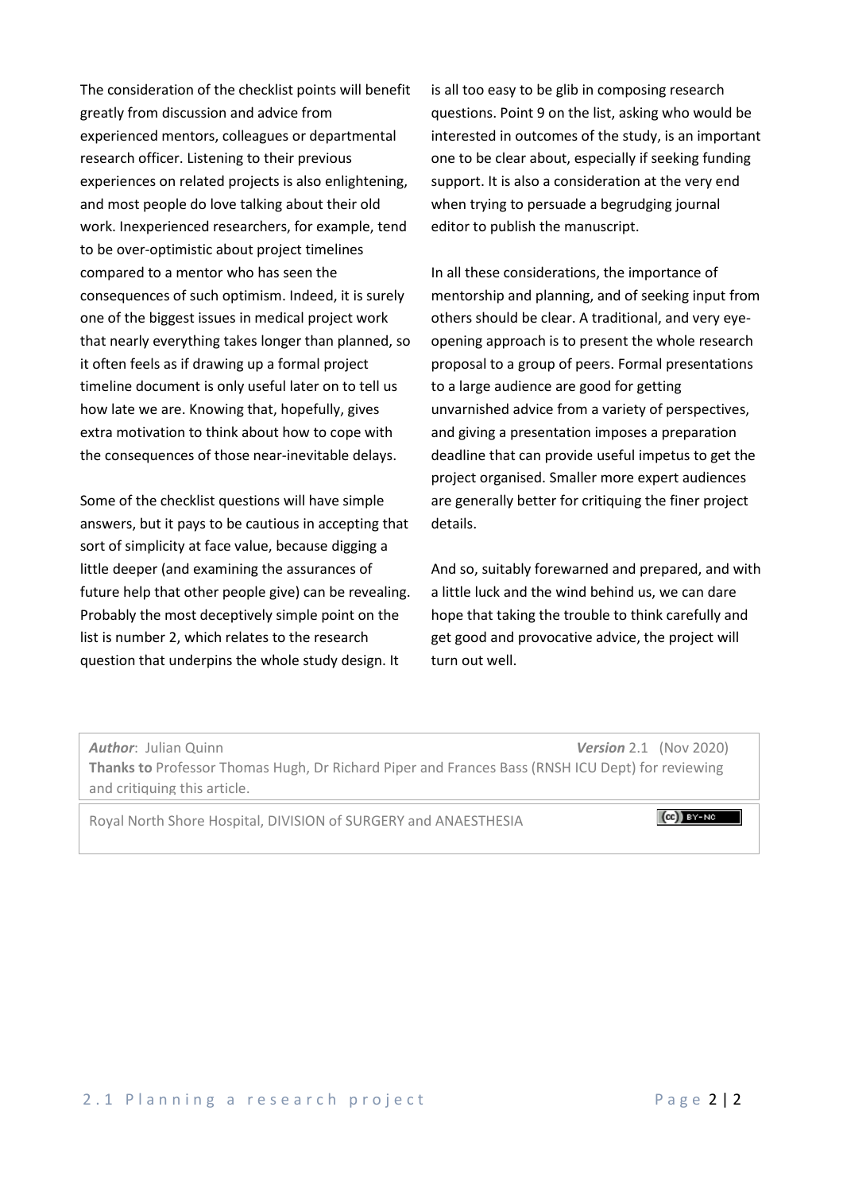The consideration of the checklist points will benefit greatly from discussion and advice from experienced mentors, colleagues or departmental research officer. Listening to their previous experiences on related projects is also enlightening, and most people do love talking about their old work. Inexperienced researchers, for example, tend to be over-optimistic about project timelines compared to a mentor who has seen the consequences of such optimism. Indeed, it is surely one of the biggest issues in medical project work that nearly everything takes longer than planned, so it often feels as if drawing up a formal project timeline document is only useful later on to tell us how late we are. Knowing that, hopefully, gives extra motivation to think about how to cope with the consequences of those near-inevitable delays.

Some of the checklist questions will have simple answers, but it pays to be cautious in accepting that sort of simplicity at face value, because digging a little deeper (and examining the assurances of future help that other people give) can be revealing. Probably the most deceptively simple point on the list is number 2, which relates to the research question that underpins the whole study design. It is all too easy to be glib in composing research questions. Point 9 on the list, asking who would be interested in outcomes of the study, is an important one to be clear about, especially if seeking funding support. It is also a consideration at the very end when trying to persuade a begrudging journal editor to publish the manuscript.

In all these considerations, the importance of mentorship and planning, and of seeking input from others should be clear. A traditional, and very eye-opening approach is to present the whole research proposal to a group of peers. Formal presentations to a large audience are good for getting unvarnished advice from a variety of perspectives, and giving a presentation imposes a preparation deadline that can provide useful impetus to get the project organised. Smaller more expert audiences are generally better for critiquing the finer project details.

And so, suitably forewarned and prepared, and with a little luck and the wind behind us, we can dare hope that taking the trouble to think carefully and get good and provocative advice, the project will turn out well.

***Author***: Julian Quinn ***Version*** 2.1 (Nov 2020)

**Thanks to** Professor Thomas Hugh, Dr Richard Piper and Frances Bass (RNSH ICU Dept) for reviewing and critiquing this article.

Royal North Shore Hospital, DIVISION of SURGERY and ANAESTHESIA

(cc) BY-NC